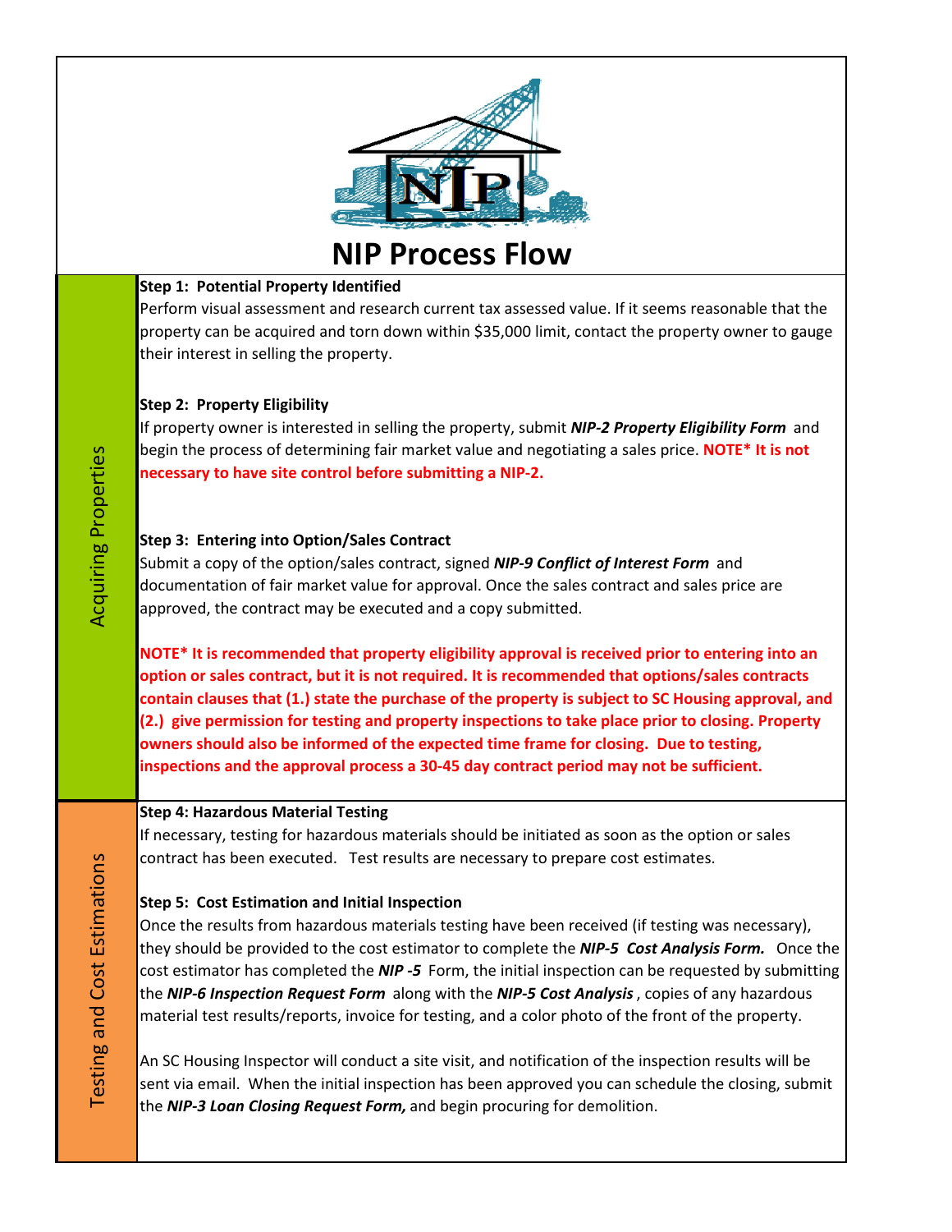# NIP Process Flow

## Acquiring Properties

**Step 1: Potential Property Identified**

Perform visual assessment and research current tax assessed value. If it seems reasonable that the property can be acquired and torn down within $35,000 limit, contact the property owner to gauge their interest in selling the property.

**Step 2: Property Eligibility**

If property owner is interested in selling the property, submit ***NIP-2 Property Eligibility Form*** and begin the process of determining fair market value and negotiating a sales price. **NOTE* It is not necessary to have site control before submitting a NIP-2.**

**Step 3: Entering into Option/Sales Contract**

Submit a copy of the option/sales contract, signed ***NIP-9 Conflict of Interest Form*** and documentation of fair market value for approval. Once the sales contract and sales price are approved, the contract may be executed and a copy submitted.

**NOTE* It is recommended that property eligibility approval is received prior to entering into an option or sales contract, but it is not required. It is recommended that options/sales contracts contain clauses that (1.) state the purchase of the property is subject to SC Housing approval, and (2.) give permission for testing and property inspections to take place prior to closing. Property owners should also be informed of the expected time frame for closing. Due to testing, inspections and the approval process a 30-45 day contract period may not be sufficient.**

## Testing and Cost Estimations

**Step 4: Hazardous Material Testing**

If necessary, testing for hazardous materials should be initiated as soon as the option or sales contract has been executed. Test results are necessary to prepare cost estimates.

**Step 5: Cost Estimation and Initial Inspection**

Once the results from hazardous materials testing have been received (if testing was necessary), they should be provided to the cost estimator to complete the ***NIP-5 Cost Analysis Form.*** Once the cost estimator has completed the ***NIP -5*** Form, the initial inspection can be requested by submitting the ***NIP-6 Inspection Request Form*** along with the ***NIP-5 Cost Analysis***, copies of any hazardous material test results/reports, invoice for testing, and a color photo of the front of the property.

An SC Housing Inspector will conduct a site visit, and notification of the inspection results will be sent via email. When the initial inspection has been approved you can schedule the closing, submit the ***NIP-3 Loan Closing Request Form,*** and begin procuring for demolition.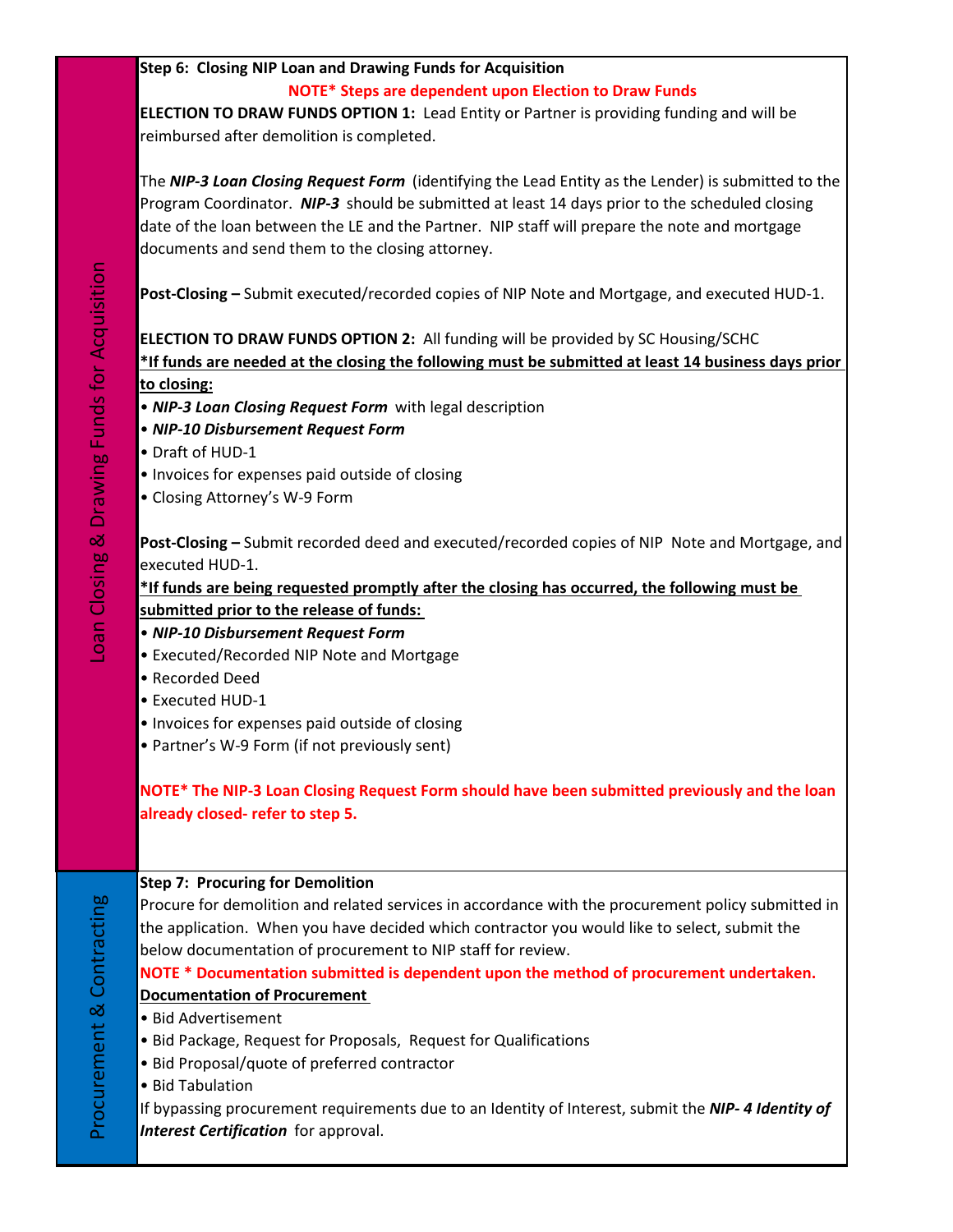## Loan Closing & Drawing Funds for Acquisition

**Step 6: Closing NIP Loan and Drawing Funds for Acquisition**

**NOTE* Steps are dependent upon Election to Draw Funds**

**ELECTION TO DRAW FUNDS OPTION 1:** Lead Entity or Partner is providing funding and will be reimbursed after demolition is completed.

The ***NIP-3 Loan Closing Request Form*** (identifying the Lead Entity as the Lender) is submitted to the Program Coordinator. ***NIP-3*** should be submitted at least 14 days prior to the scheduled closing date of the loan between the LE and the Partner. NIP staff will prepare the note and mortgage documents and send them to the closing attorney.

**Post-Closing –** Submit executed/recorded copies of NIP Note and Mortgage, and executed HUD-1.

**ELECTION TO DRAW FUNDS OPTION 2:** All funding will be provided by SC Housing/SCHC

**<u>*If funds are needed at the closing the following must be submitted at least 14 business days prior to closing:</u>**

- ***NIP-3 Loan Closing Request Form*** with legal description
- ***NIP-10 Disbursement Request Form***
- Draft of HUD-1
- Invoices for expenses paid outside of closing
- Closing Attorney's W-9 Form

**Post-Closing –** Submit recorded deed and executed/recorded copies of NIP Note and Mortgage, and executed HUD-1.

**<u>*If funds are being requested promptly after the closing has occurred, the following must be submitted prior to the release of funds:</u>**

- ***NIP-10 Disbursement Request Form***
- Executed/Recorded NIP Note and Mortgage
- Recorded Deed
- Executed HUD-1
- Invoices for expenses paid outside of closing
- Partner's W-9 Form (if not previously sent)

**NOTE* The NIP-3 Loan Closing Request Form should have been submitted previously and the loan already closed- refer to step 5.**

## Procurement & Contracting

**Step 7: Procuring for Demolition**

Procure for demolition and related services in accordance with the procurement policy submitted in the application. When you have decided which contractor you would like to select, submit the below documentation of procurement to NIP staff for review.

**NOTE * Documentation submitted is dependent upon the method of procurement undertaken.**

**<u>Documentation of Procurement</u>**

- Bid Advertisement
- Bid Package, Request for Proposals, Request for Qualifications
- Bid Proposal/quote of preferred contractor
- Bid Tabulation

If bypassing procurement requirements due to an Identity of Interest, submit the ***NIP- 4 Identity of Interest Certification*** for approval.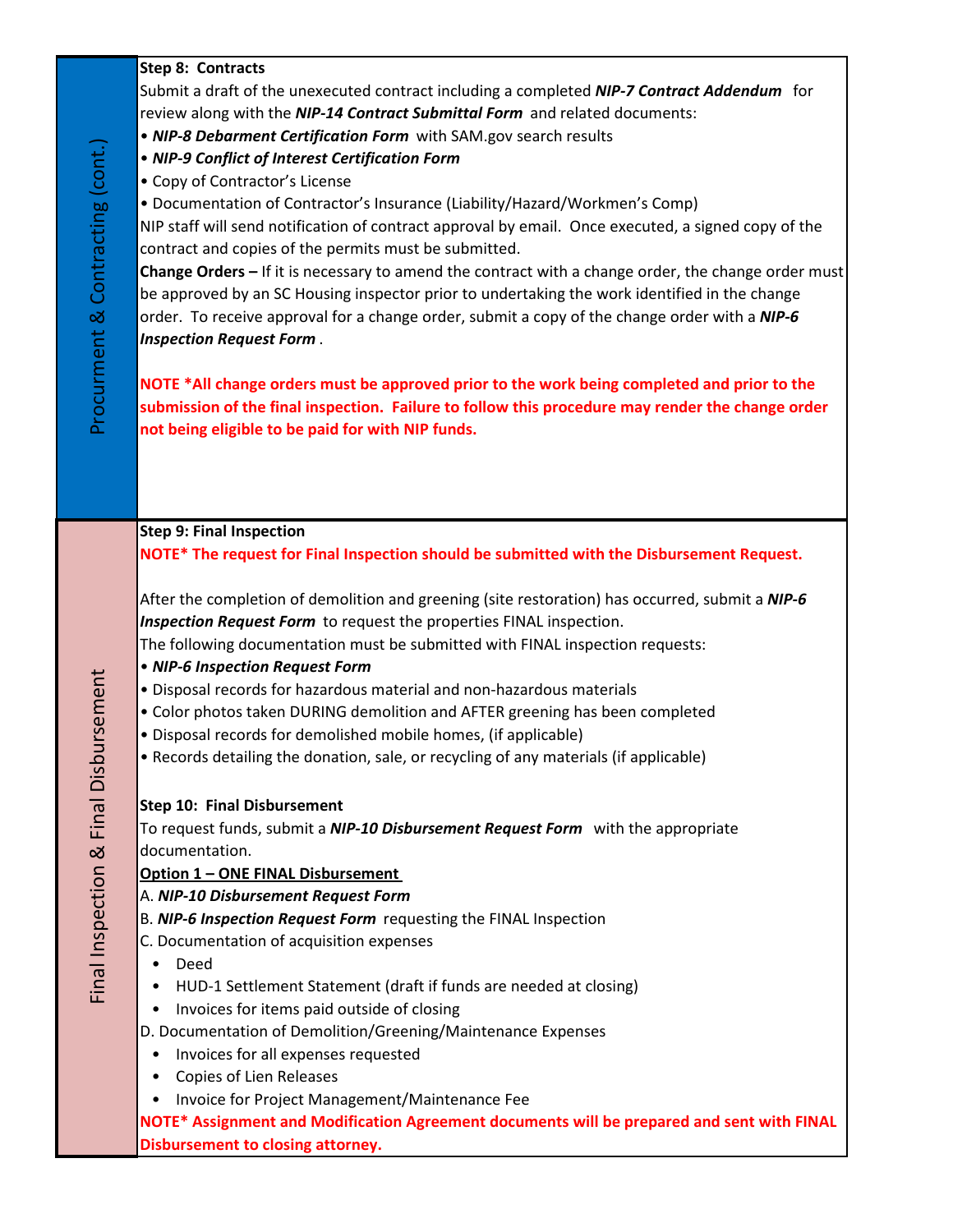## Procurement & Contracting (cont.)

**Step 8: Contracts**

Submit a draft of the unexecuted contract including a completed ***NIP-7 Contract Addendum*** for review along with the ***NIP-14 Contract Submittal Form*** and related documents:

- ***NIP-8 Debarment Certification Form*** with SAM.gov search results
- ***NIP-9 Conflict of Interest Certification Form***
- Copy of Contractor's License
- Documentation of Contractor's Insurance (Liability/Hazard/Workmen's Comp)

NIP staff will send notification of contract approval by email. Once executed, a signed copy of the contract and copies of the permits must be submitted.

**Change Orders –** If it is necessary to amend the contract with a change order, the change order must be approved by an SC Housing inspector prior to undertaking the work identified in the change order. To receive approval for a change order, submit a copy of the change order with a ***NIP-6 Inspection Request Form*** .

**NOTE *All change orders must be approved prior to the work being completed and prior to the submission of the final inspection. Failure to follow this procedure may render the change order not being eligible to be paid for with NIP funds.**

## Final Inspection & Final Disbursement

**Step 9: Final Inspection**

**NOTE* The request for Final Inspection should be submitted with the Disbursement Request.**

After the completion of demolition and greening (site restoration) has occurred, submit a ***NIP-6 Inspection Request Form*** to request the properties FINAL inspection.

The following documentation must be submitted with FINAL inspection requests:

- ***NIP-6 Inspection Request Form***
- Disposal records for hazardous material and non-hazardous materials
- Color photos taken DURING demolition and AFTER greening has been completed
- Disposal records for demolished mobile homes, (if applicable)
- Records detailing the donation, sale, or recycling of any materials (if applicable)

**Step 10: Final Disbursement**

To request funds, submit a ***NIP-10 Disbursement Request Form*** with the appropriate documentation.

**Option 1 – ONE FINAL Disbursement**

A. ***NIP-10 Disbursement Request Form***

B. ***NIP-6 Inspection Request Form*** requesting the FINAL Inspection

C. Documentation of acquisition expenses

- Deed
- HUD-1 Settlement Statement (draft if funds are needed at closing)
- Invoices for items paid outside of closing

D. Documentation of Demolition/Greening/Maintenance Expenses

- Invoices for all expenses requested
- Copies of Lien Releases
- Invoice for Project Management/Maintenance Fee

**NOTE* Assignment and Modification Agreement documents will be prepared and sent with FINAL Disbursement to closing attorney.**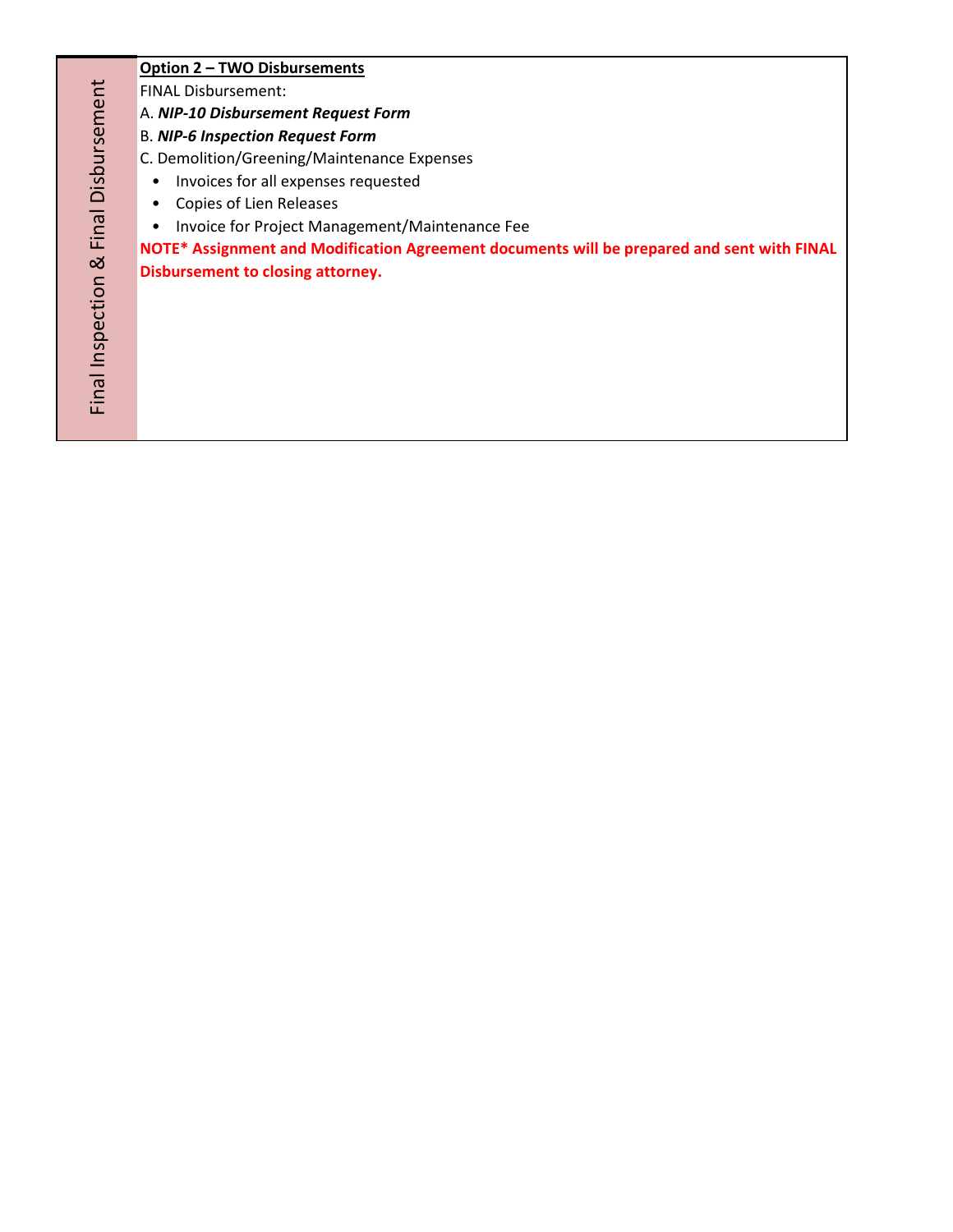Final Inspection & Final Disbursement

**Option 2 – TWO Disbursements**

FINAL Disbursement:

A. ***NIP-10 Disbursement Request Form***

B. ***NIP-6 Inspection Request Form***

C. Demolition/Greening/Maintenance Expenses

- Invoices for all expenses requested
- Copies of Lien Releases
- Invoice for Project Management/Maintenance Fee

**NOTE* Assignment and Modification Agreement documents will be prepared and sent with FINAL Disbursement to closing attorney.**